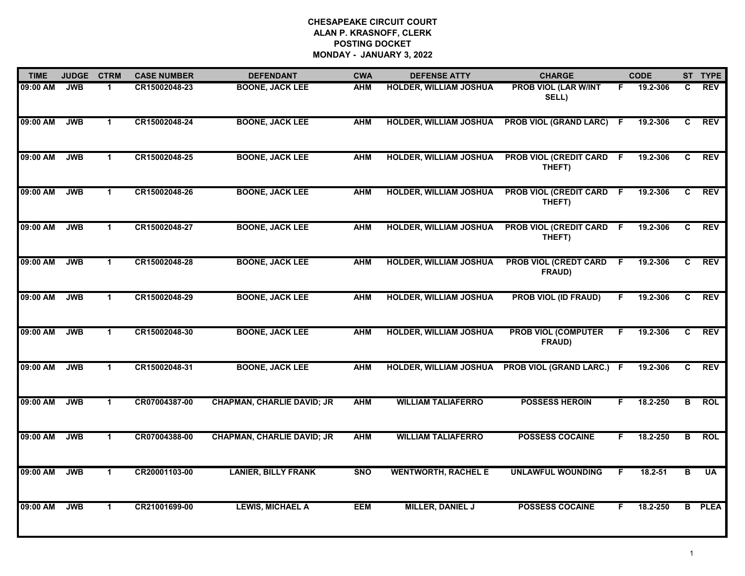**CHESAPEAKE CIRCUIT COURT**
**ALAN P. KRASNOFF, CLERK**
**POSTING DOCKET**
**MONDAY - JANUARY 3, 2022**

| TIME | JUDGE | CTRM | CASE NUMBER | DEFENDANT | CWA | DEFENSE ATTY | CHARGE | | CODE | ST | TYPE |
|---|---|---|---|---|---|---|---|---|---|---|---|
| 09:00 AM | JWB | 1 | CR15002048-23 | BOONE, JACK LEE | AHM | HOLDER, WILLIAM JOSHUA | PROB VIOL (LAR W/INT SELL) | F | 19.2-306 | C | REV |
| 09:00 AM | JWB | 1 | CR15002048-24 | BOONE, JACK LEE | AHM | HOLDER, WILLIAM JOSHUA | PROB VIOL (GRAND LARC) | F | 19.2-306 | C | REV |
| 09:00 AM | JWB | 1 | CR15002048-25 | BOONE, JACK LEE | AHM | HOLDER, WILLIAM JOSHUA | PROB VIOL (CREDIT CARD THEFT) | F | 19.2-306 | C | REV |
| 09:00 AM | JWB | 1 | CR15002048-26 | BOONE, JACK LEE | AHM | HOLDER, WILLIAM JOSHUA | PROB VIOL (CREDIT CARD THEFT) | F | 19.2-306 | C | REV |
| 09:00 AM | JWB | 1 | CR15002048-27 | BOONE, JACK LEE | AHM | HOLDER, WILLIAM JOSHUA | PROB VIOL (CREDIT CARD THEFT) | F | 19.2-306 | C | REV |
| 09:00 AM | JWB | 1 | CR15002048-28 | BOONE, JACK LEE | AHM | HOLDER, WILLIAM JOSHUA | PROB VIOL (CREDT CARD FRAUD) | F | 19.2-306 | C | REV |
| 09:00 AM | JWB | 1 | CR15002048-29 | BOONE, JACK LEE | AHM | HOLDER, WILLIAM JOSHUA | PROB VIOL (ID FRAUD) | F | 19.2-306 | C | REV |
| 09:00 AM | JWB | 1 | CR15002048-30 | BOONE, JACK LEE | AHM | HOLDER, WILLIAM JOSHUA | PROB VIOL (COMPUTER FRAUD) | F | 19.2-306 | C | REV |
| 09:00 AM | JWB | 1 | CR15002048-31 | BOONE, JACK LEE | AHM | HOLDER, WILLIAM JOSHUA | PROB VIOL (GRAND LARC.) | F | 19.2-306 | C | REV |
| 09:00 AM | JWB | 1 | CR07004387-00 | CHAPMAN, CHARLIE DAVID; JR | AHM | WILLIAM TALIAFERRO | POSSESS HEROIN | F | 18.2-250 | B | ROL |
| 09:00 AM | JWB | 1 | CR07004388-00 | CHAPMAN, CHARLIE DAVID; JR | AHM | WILLIAM TALIAFERRO | POSSESS COCAINE | F | 18.2-250 | B | ROL |
| 09:00 AM | JWB | 1 | CR20001103-00 | LANIER, BILLY FRANK | SNO | WENTWORTH, RACHEL E | UNLAWFUL WOUNDING | F | 18.2-51 | B | UA |
| 09:00 AM | JWB | 1 | CR21001699-00 | LEWIS, MICHAEL A | EEM | MILLER, DANIEL J | POSSESS COCAINE | F | 18.2-250 | B | PLEA |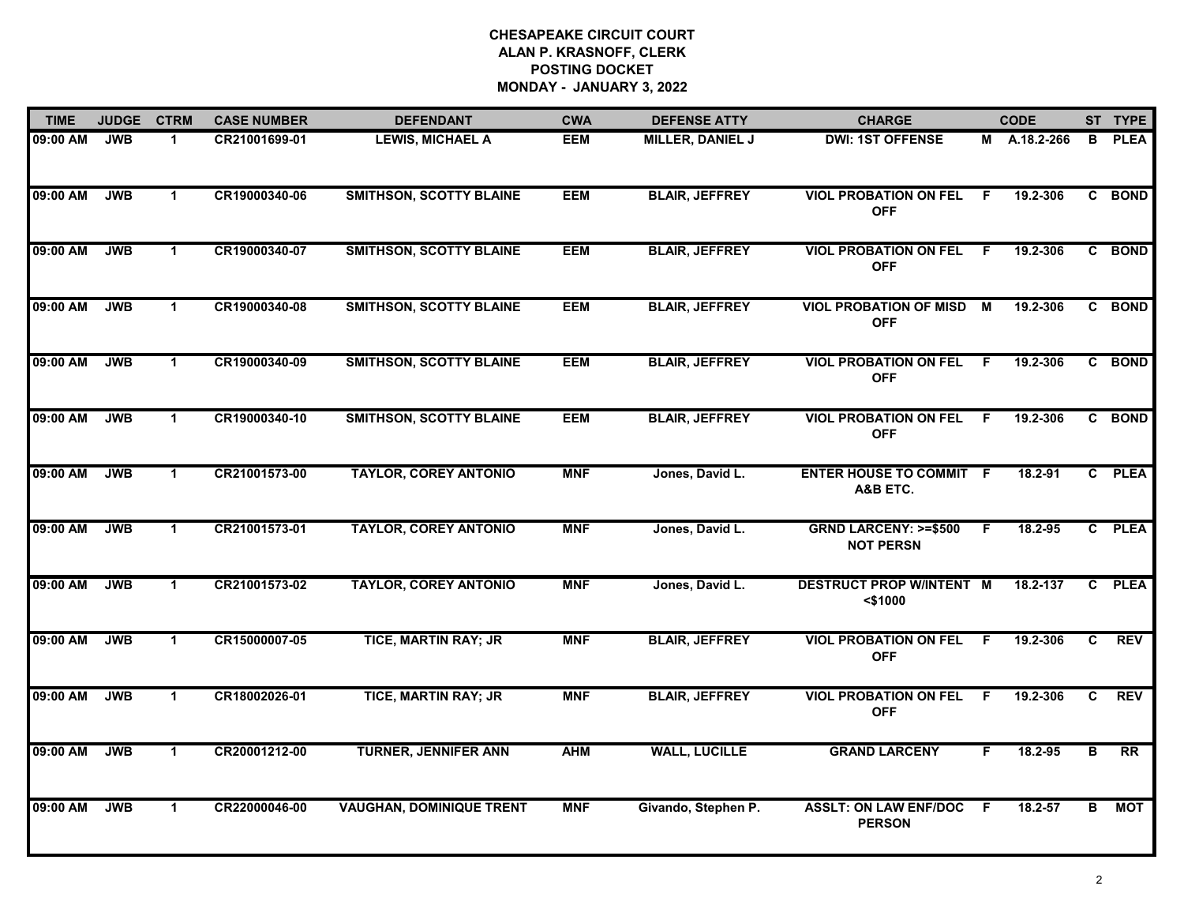**CHESAPEAKE CIRCUIT COURT**
**ALAN P. KRASNOFF, CLERK**
**POSTING DOCKET**
**MONDAY - JANUARY 3, 2022**

| TIME | JUDGE | CTRM | CASE NUMBER | DEFENDANT | CWA | DEFENSE ATTY | CHARGE | | CODE | ST | TYPE |
|---|---|---|---|---|---|---|---|---|---|---|---|
| 09:00 AM | JWB | 1 | CR21001699-01 | LEWIS, MICHAEL A | EEM | MILLER, DANIEL J | DWI: 1ST OFFENSE | M | A.18.2-266 | B | PLEA |
| 09:00 AM | JWB | 1 | CR19000340-06 | SMITHSON, SCOTTY BLAINE | EEM | BLAIR, JEFFREY | VIOL PROBATION ON FEL OFF | F | 19.2-306 | C | BOND |
| 09:00 AM | JWB | 1 | CR19000340-07 | SMITHSON, SCOTTY BLAINE | EEM | BLAIR, JEFFREY | VIOL PROBATION ON FEL OFF | F | 19.2-306 | C | BOND |
| 09:00 AM | JWB | 1 | CR19000340-08 | SMITHSON, SCOTTY BLAINE | EEM | BLAIR, JEFFREY | VIOL PROBATION OF MISD OFF | M | 19.2-306 | C | BOND |
| 09:00 AM | JWB | 1 | CR19000340-09 | SMITHSON, SCOTTY BLAINE | EEM | BLAIR, JEFFREY | VIOL PROBATION ON FEL OFF | F | 19.2-306 | C | BOND |
| 09:00 AM | JWB | 1 | CR19000340-10 | SMITHSON, SCOTTY BLAINE | EEM | BLAIR, JEFFREY | VIOL PROBATION ON FEL OFF | F | 19.2-306 | C | BOND |
| 09:00 AM | JWB | 1 | CR21001573-00 | TAYLOR, COREY ANTONIO | MNF | Jones, David L. | ENTER HOUSE TO COMMIT A&B ETC. | F | 18.2-91 | C | PLEA |
| 09:00 AM | JWB | 1 | CR21001573-01 | TAYLOR, COREY ANTONIO | MNF | Jones, David L. | GRND LARCENY: >=$500 NOT PERSN | F | 18.2-95 | C | PLEA |
| 09:00 AM | JWB | 1 | CR21001573-02 | TAYLOR, COREY ANTONIO | MNF | Jones, David L. | DESTRUCT PROP W/INTENT <$1000 | M | 18.2-137 | C | PLEA |
| 09:00 AM | JWB | 1 | CR15000007-05 | TICE, MARTIN RAY; JR | MNF | BLAIR, JEFFREY | VIOL PROBATION ON FEL OFF | F | 19.2-306 | C | REV |
| 09:00 AM | JWB | 1 | CR18002026-01 | TICE, MARTIN RAY; JR | MNF | BLAIR, JEFFREY | VIOL PROBATION ON FEL OFF | F | 19.2-306 | C | REV |
| 09:00 AM | JWB | 1 | CR20001212-00 | TURNER, JENNIFER ANN | AHM | WALL, LUCILLE | GRAND LARCENY | F | 18.2-95 | B | RR |
| 09:00 AM | JWB | 1 | CR22000046-00 | VAUGHAN, DOMINIQUE TRENT | MNF | Givando, Stephen P. | ASSLT: ON LAW ENF/DOC PERSON | F | 18.2-57 | B | MOT |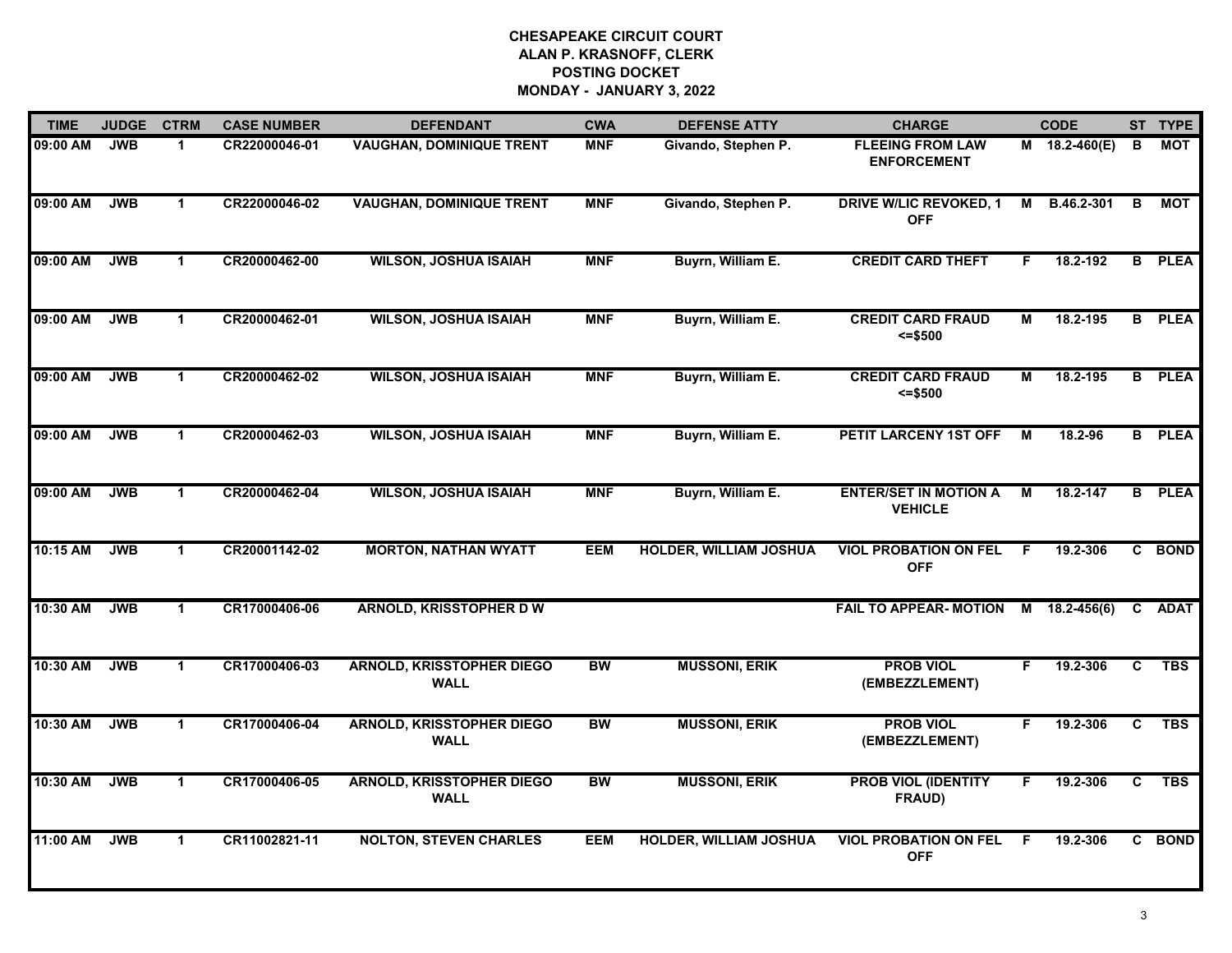**CHESAPEAKE CIRCUIT COURT**
**ALAN P. KRASNOFF, CLERK**
**POSTING DOCKET**
**MONDAY - JANUARY 3, 2022**

| TIME | JUDGE | CTRM | CASE NUMBER | DEFENDANT | CWA | DEFENSE ATTY | CHARGE | | CODE | ST | TYPE |
|---|---|---|---|---|---|---|---|---|---|---|---|
| 09:00 AM | JWB | 1 | CR22000046-01 | VAUGHAN, DOMINIQUE TRENT | MNF | Givando, Stephen P. | FLEEING FROM LAW ENFORCEMENT | M | 18.2-460(E) | B | MOT |
| 09:00 AM | JWB | 1 | CR22000046-02 | VAUGHAN, DOMINIQUE TRENT | MNF | Givando, Stephen P. | DRIVE W/LIC REVOKED, 1 OFF | M | B.46.2-301 | B | MOT |
| 09:00 AM | JWB | 1 | CR20000462-00 | WILSON, JOSHUA ISAIAH | MNF | Buyrn, William E. | CREDIT CARD THEFT | F | 18.2-192 | B | PLEA |
| 09:00 AM | JWB | 1 | CR20000462-01 | WILSON, JOSHUA ISAIAH | MNF | Buyrn, William E. | CREDIT CARD FRAUD <=$500 | M | 18.2-195 | B | PLEA |
| 09:00 AM | JWB | 1 | CR20000462-02 | WILSON, JOSHUA ISAIAH | MNF | Buyrn, William E. | CREDIT CARD FRAUD <=$500 | M | 18.2-195 | B | PLEA |
| 09:00 AM | JWB | 1 | CR20000462-03 | WILSON, JOSHUA ISAIAH | MNF | Buyrn, William E. | PETIT LARCENY 1ST OFF | M | 18.2-96 | B | PLEA |
| 09:00 AM | JWB | 1 | CR20000462-04 | WILSON, JOSHUA ISAIAH | MNF | Buyrn, William E. | ENTER/SET IN MOTION A VEHICLE | M | 18.2-147 | B | PLEA |
| 10:15 AM | JWB | 1 | CR20001142-02 | MORTON, NATHAN WYATT | EEM | HOLDER, WILLIAM JOSHUA | VIOL PROBATION ON FEL OFF | F | 19.2-306 | C | BOND |
| 10:30 AM | JWB | 1 | CR17000406-06 | ARNOLD, KRISSTOPHER D W | | | FAIL TO APPEAR- MOTION | M | 18.2-456(6) | C | ADAT |
| 10:30 AM | JWB | 1 | CR17000406-03 | ARNOLD, KRISSTOPHER DIEGO WALL | BW | MUSSONI, ERIK | PROB VIOL (EMBEZZLEMENT) | F | 19.2-306 | C | TBS |
| 10:30 AM | JWB | 1 | CR17000406-04 | ARNOLD, KRISSTOPHER DIEGO WALL | BW | MUSSONI, ERIK | PROB VIOL (EMBEZZLEMENT) | F | 19.2-306 | C | TBS |
| 10:30 AM | JWB | 1 | CR17000406-05 | ARNOLD, KRISSTOPHER DIEGO WALL | BW | MUSSONI, ERIK | PROB VIOL (IDENTITY FRAUD) | F | 19.2-306 | C | TBS |
| 11:00 AM | JWB | 1 | CR11002821-11 | NOLTON, STEVEN CHARLES | EEM | HOLDER, WILLIAM JOSHUA | VIOL PROBATION ON FEL OFF | F | 19.2-306 | C | BOND |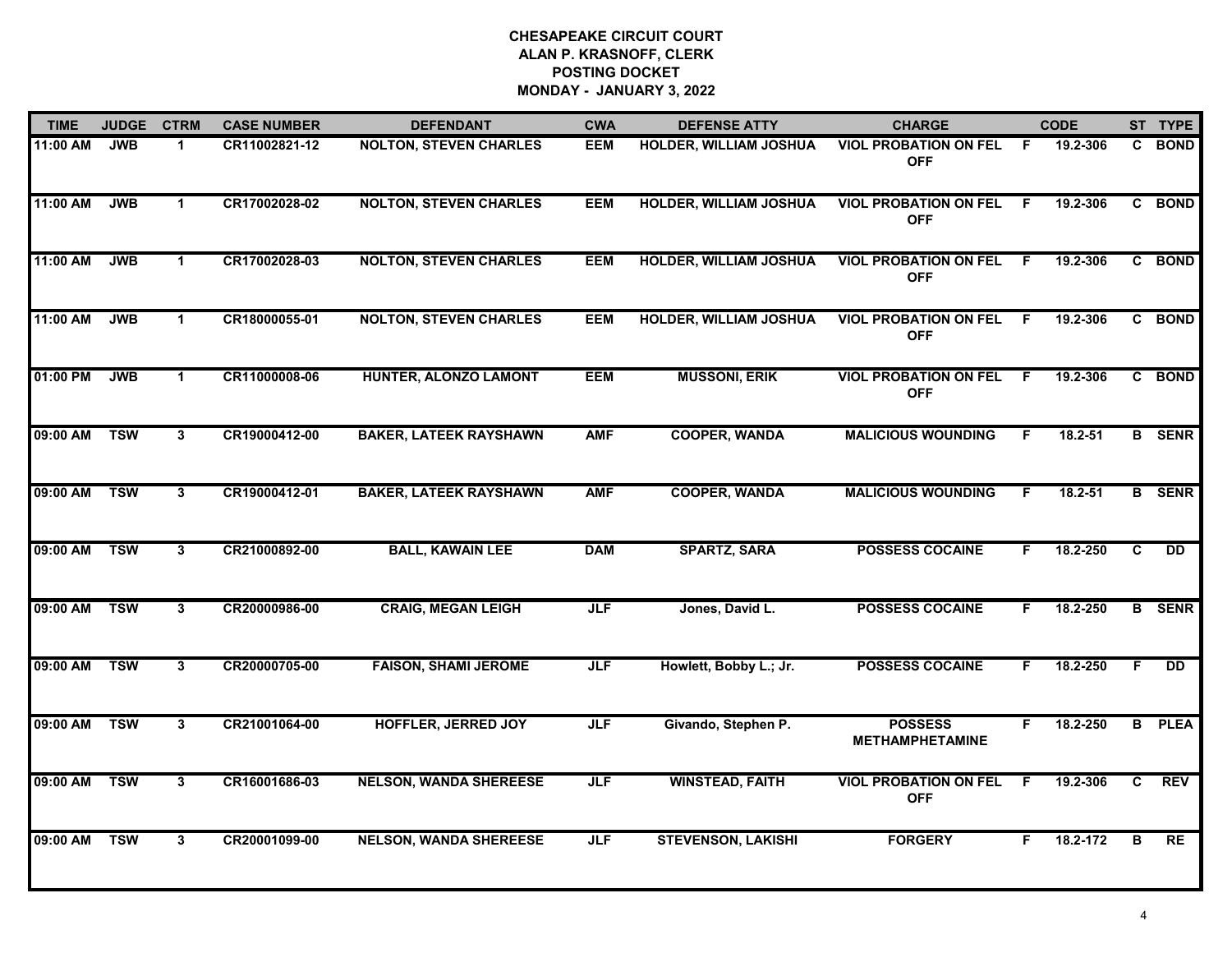**CHESAPEAKE CIRCUIT COURT**
**ALAN P. KRASNOFF, CLERK**
**POSTING DOCKET**
**MONDAY - JANUARY 3, 2022**

| TIME | JUDGE | CTRM | CASE NUMBER | DEFENDANT | CWA | DEFENSE ATTY | CHARGE | | CODE | ST | TYPE |
|---|---|---|---|---|---|---|---|---|---|---|---|
| 11:00 AM | JWB | 1 | CR11002821-12 | NOLTON, STEVEN CHARLES | EEM | HOLDER, WILLIAM JOSHUA | VIOL PROBATION ON FEL OFF | F | 19.2-306 | C | BOND |
| 11:00 AM | JWB | 1 | CR17002028-02 | NOLTON, STEVEN CHARLES | EEM | HOLDER, WILLIAM JOSHUA | VIOL PROBATION ON FEL OFF | F | 19.2-306 | C | BOND |
| 11:00 AM | JWB | 1 | CR17002028-03 | NOLTON, STEVEN CHARLES | EEM | HOLDER, WILLIAM JOSHUA | VIOL PROBATION ON FEL OFF | F | 19.2-306 | C | BOND |
| 11:00 AM | JWB | 1 | CR18000055-01 | NOLTON, STEVEN CHARLES | EEM | HOLDER, WILLIAM JOSHUA | VIOL PROBATION ON FEL OFF | F | 19.2-306 | C | BOND |
| 01:00 PM | JWB | 1 | CR11000008-06 | HUNTER, ALONZO LAMONT | EEM | MUSSONI, ERIK | VIOL PROBATION ON FEL OFF | F | 19.2-306 | C | BOND |
| 09:00 AM | TSW | 3 | CR19000412-00 | BAKER, LATEEK RAYSHAWN | AMF | COOPER, WANDA | MALICIOUS WOUNDING | F | 18.2-51 | B | SENR |
| 09:00 AM | TSW | 3 | CR19000412-01 | BAKER, LATEEK RAYSHAWN | AMF | COOPER, WANDA | MALICIOUS WOUNDING | F | 18.2-51 | B | SENR |
| 09:00 AM | TSW | 3 | CR21000892-00 | BALL, KAWAIN LEE | DAM | SPARTZ, SARA | POSSESS COCAINE | F | 18.2-250 | C | DD |
| 09:00 AM | TSW | 3 | CR20000986-00 | CRAIG, MEGAN LEIGH | JLF | Jones, David L. | POSSESS COCAINE | F | 18.2-250 | B | SENR |
| 09:00 AM | TSW | 3 | CR20000705-00 | FAISON, SHAMI JEROME | JLF | Howlett, Bobby L.; Jr. | POSSESS COCAINE | F | 18.2-250 | F | DD |
| 09:00 AM | TSW | 3 | CR21001064-00 | HOFFLER, JERRED JOY | JLF | Givando, Stephen P. | POSSESS METHAMPHETAMINE | F | 18.2-250 | B | PLEA |
| 09:00 AM | TSW | 3 | CR16001686-03 | NELSON, WANDA SHEREESE | JLF | WINSTEAD, FAITH | VIOL PROBATION ON FEL OFF | F | 19.2-306 | C | REV |
| 09:00 AM | TSW | 3 | CR20001099-00 | NELSON, WANDA SHEREESE | JLF | STEVENSON, LAKISHI | FORGERY | F | 18.2-172 | B | RE |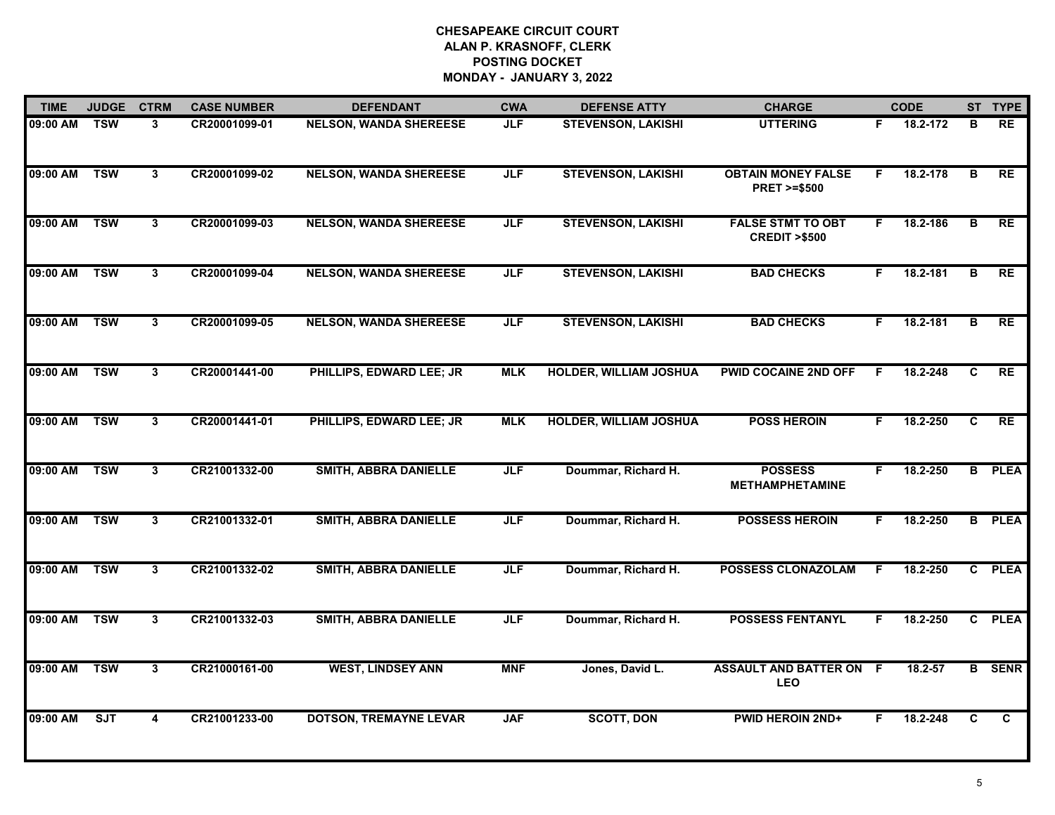**CHESAPEAKE CIRCUIT COURT**
**ALAN P. KRASNOFF, CLERK**
**POSTING DOCKET**
**MONDAY - JANUARY 3, 2022**

| TIME | JUDGE | CTRM | CASE NUMBER | DEFENDANT | CWA | DEFENSE ATTY | CHARGE | | CODE | ST | TYPE |
|---|---|---|---|---|---|---|---|---|---|---|---|
| 09:00 AM | TSW | 3 | CR20001099-01 | NELSON, WANDA SHEREESE | JLF | STEVENSON, LAKISHI | UTTERING | F | 18.2-172 | B | RE |
| 09:00 AM | TSW | 3 | CR20001099-02 | NELSON, WANDA SHEREESE | JLF | STEVENSON, LAKISHI | OBTAIN MONEY FALSE PRET >=$500 | F | 18.2-178 | B | RE |
| 09:00 AM | TSW | 3 | CR20001099-03 | NELSON, WANDA SHEREESE | JLF | STEVENSON, LAKISHI | FALSE STMT TO OBT CREDIT >$500 | F | 18.2-186 | B | RE |
| 09:00 AM | TSW | 3 | CR20001099-04 | NELSON, WANDA SHEREESE | JLF | STEVENSON, LAKISHI | BAD CHECKS | F | 18.2-181 | B | RE |
| 09:00 AM | TSW | 3 | CR20001099-05 | NELSON, WANDA SHEREESE | JLF | STEVENSON, LAKISHI | BAD CHECKS | F | 18.2-181 | B | RE |
| 09:00 AM | TSW | 3 | CR20001441-00 | PHILLIPS, EDWARD LEE; JR | MLK | HOLDER, WILLIAM JOSHUA | PWID COCAINE 2ND OFF | F | 18.2-248 | C | RE |
| 09:00 AM | TSW | 3 | CR20001441-01 | PHILLIPS, EDWARD LEE; JR | MLK | HOLDER, WILLIAM JOSHUA | POSS HEROIN | F | 18.2-250 | C | RE |
| 09:00 AM | TSW | 3 | CR21001332-00 | SMITH, ABBRA DANIELLE | JLF | Doummar, Richard H. | POSSESS METHAMPHETAMINE | F | 18.2-250 | B | PLEA |
| 09:00 AM | TSW | 3 | CR21001332-01 | SMITH, ABBRA DANIELLE | JLF | Doummar, Richard H. | POSSESS HEROIN | F | 18.2-250 | B | PLEA |
| 09:00 AM | TSW | 3 | CR21001332-02 | SMITH, ABBRA DANIELLE | JLF | Doummar, Richard H. | POSSESS CLONAZOLAM | F | 18.2-250 | C | PLEA |
| 09:00 AM | TSW | 3 | CR21001332-03 | SMITH, ABBRA DANIELLE | JLF | Doummar, Richard H. | POSSESS FENTANYL | F | 18.2-250 | C | PLEA |
| 09:00 AM | TSW | 3 | CR21000161-00 | WEST, LINDSEY ANN | MNF | Jones, David L. | ASSAULT AND BATTER ON LEO | F | 18.2-57 | B | SENR |
| 09:00 AM | SJT | 4 | CR21001233-00 | DOTSON, TREMAYNE LEVAR | JAF | SCOTT, DON | PWID HEROIN 2ND+ | F | 18.2-248 | C | C |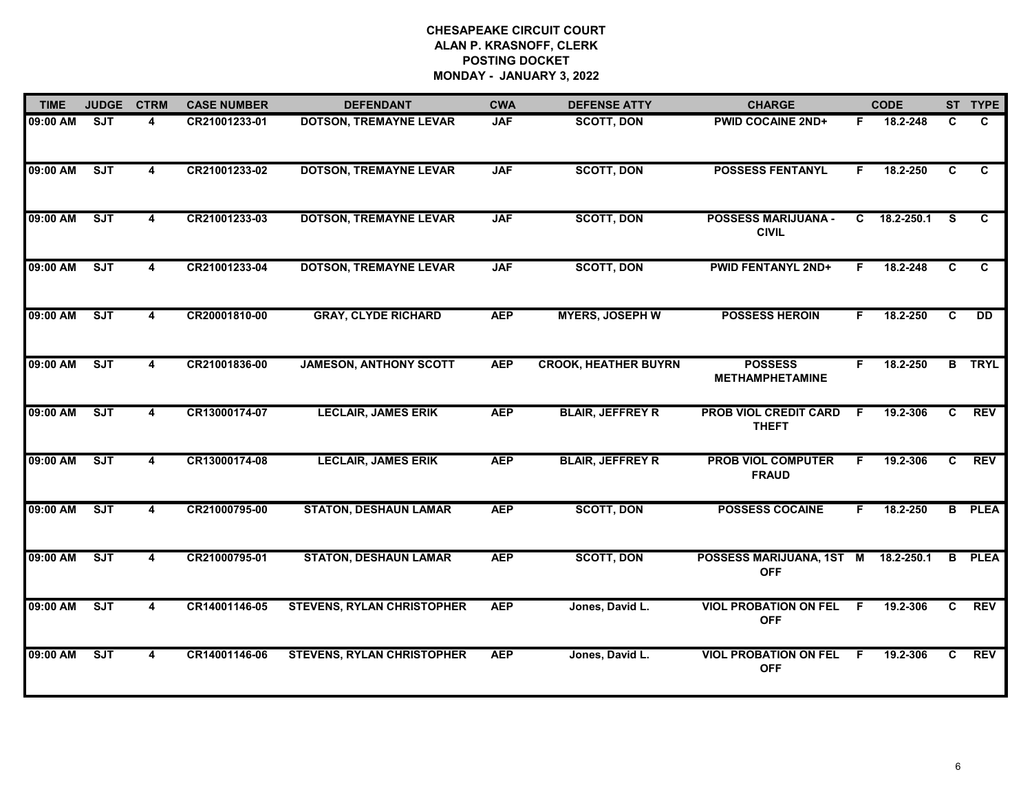**CHESAPEAKE CIRCUIT COURT**
**ALAN P. KRASNOFF, CLERK**
**POSTING DOCKET**
**MONDAY - JANUARY 3, 2022**

| TIME | JUDGE | CTRM | CASE NUMBER | DEFENDANT | CWA | DEFENSE ATTY | CHARGE | | CODE | ST | TYPE |
|---|---|---|---|---|---|---|---|---|---|---|---|
| 09:00 AM | SJT | 4 | CR21001233-01 | DOTSON, TREMAYNE LEVAR | JAF | SCOTT, DON | PWID COCAINE 2ND+ | F | 18.2-248 | C | C |
| 09:00 AM | SJT | 4 | CR21001233-02 | DOTSON, TREMAYNE LEVAR | JAF | SCOTT, DON | POSSESS FENTANYL | F | 18.2-250 | C | C |
| 09:00 AM | SJT | 4 | CR21001233-03 | DOTSON, TREMAYNE LEVAR | JAF | SCOTT, DON | POSSESS MARIJUANA - CIVIL | C | 18.2-250.1 | S | C |
| 09:00 AM | SJT | 4 | CR21001233-04 | DOTSON, TREMAYNE LEVAR | JAF | SCOTT, DON | PWID FENTANYL 2ND+ | F | 18.2-248 | C | C |
| 09:00 AM | SJT | 4 | CR20001810-00 | GRAY, CLYDE RICHARD | AEP | MYERS, JOSEPH W | POSSESS HEROIN | F | 18.2-250 | C | DD |
| 09:00 AM | SJT | 4 | CR21001836-00 | JAMESON, ANTHONY SCOTT | AEP | CROOK, HEATHER BUYRN | POSSESS METHAMPHETAMINE | F | 18.2-250 | B | TRYL |
| 09:00 AM | SJT | 4 | CR13000174-07 | LECLAIR, JAMES ERIK | AEP | BLAIR, JEFFREY R | PROB VIOL CREDIT CARD THEFT | F | 19.2-306 | C | REV |
| 09:00 AM | SJT | 4 | CR13000174-08 | LECLAIR, JAMES ERIK | AEP | BLAIR, JEFFREY R | PROB VIOL COMPUTER FRAUD | F | 19.2-306 | C | REV |
| 09:00 AM | SJT | 4 | CR21000795-00 | STATON, DESHAUN LAMAR | AEP | SCOTT, DON | POSSESS COCAINE | F | 18.2-250 | B | PLEA |
| 09:00 AM | SJT | 4 | CR21000795-01 | STATON, DESHAUN LAMAR | AEP | SCOTT, DON | POSSESS MARIJUANA, 1ST OFF | M | 18.2-250.1 | B | PLEA |
| 09:00 AM | SJT | 4 | CR14001146-05 | STEVENS, RYLAN CHRISTOPHER | AEP | Jones, David L. | VIOL PROBATION ON FEL OFF | F | 19.2-306 | C | REV |
| 09:00 AM | SJT | 4 | CR14001146-06 | STEVENS, RYLAN CHRISTOPHER | AEP | Jones, David L. | VIOL PROBATION ON FEL OFF | F | 19.2-306 | C | REV |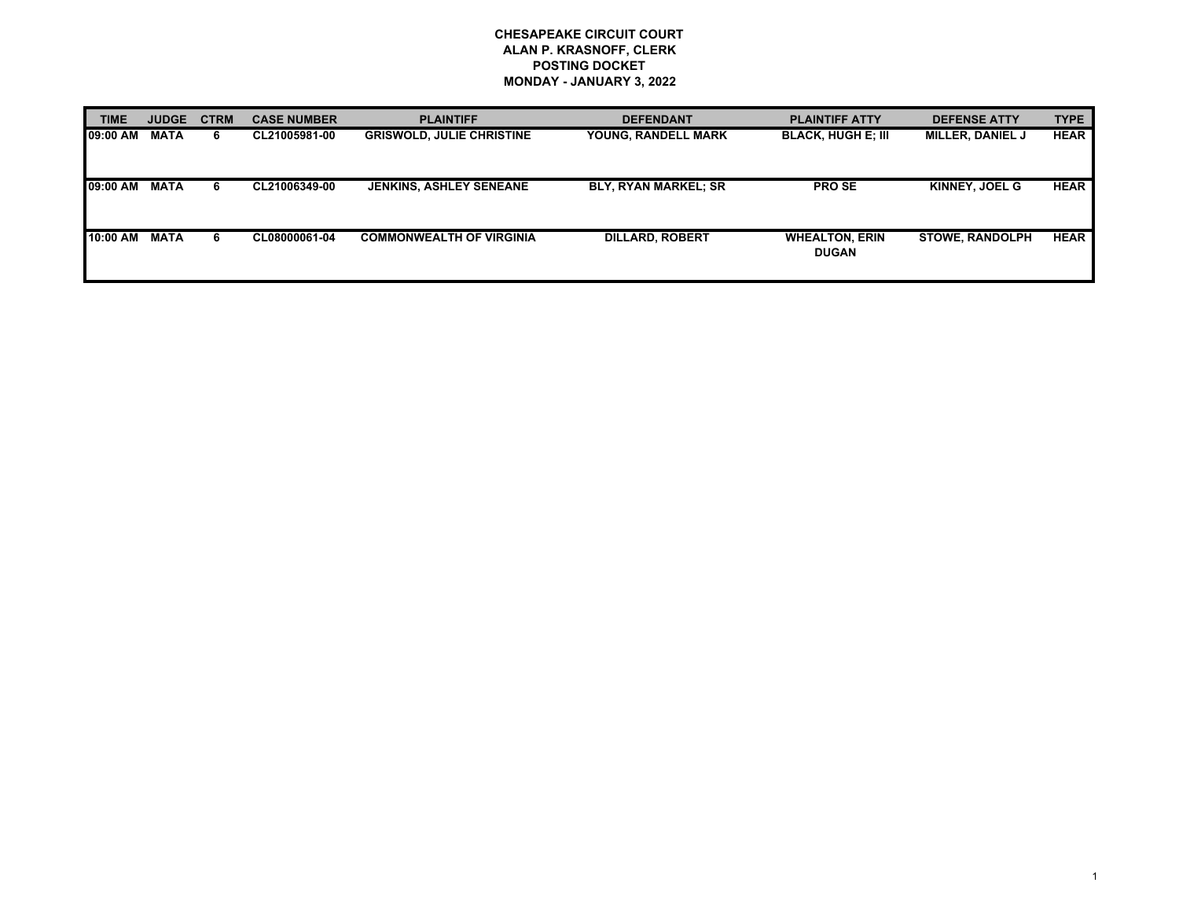**CHESAPEAKE CIRCUIT COURT**
**ALAN P. KRASNOFF, CLERK**
**POSTING DOCKET**
**MONDAY - JANUARY 3, 2022**

| TIME | JUDGE | CTRM | CASE NUMBER | PLAINTIFF | DEFENDANT | PLAINTIFF ATTY | DEFENSE ATTY | TYPE |
|---|---|---|---|---|---|---|---|---|
| 09:00 AM | MATA | 6 | CL21005981-00 | GRISWOLD, JULIE CHRISTINE | YOUNG, RANDELL MARK | BLACK, HUGH E; III | MILLER, DANIEL J | HEAR |
| 09:00 AM | MATA | 6 | CL21006349-00 | JENKINS, ASHLEY SENEANE | BLY, RYAN MARKEL; SR | PRO SE | KINNEY, JOEL G | HEAR |
| 10:00 AM | MATA | 6 | CL08000061-04 | COMMONWEALTH OF VIRGINIA | DILLARD, ROBERT | WHEALTON, ERIN DUGAN | STOWE, RANDOLPH | HEAR |